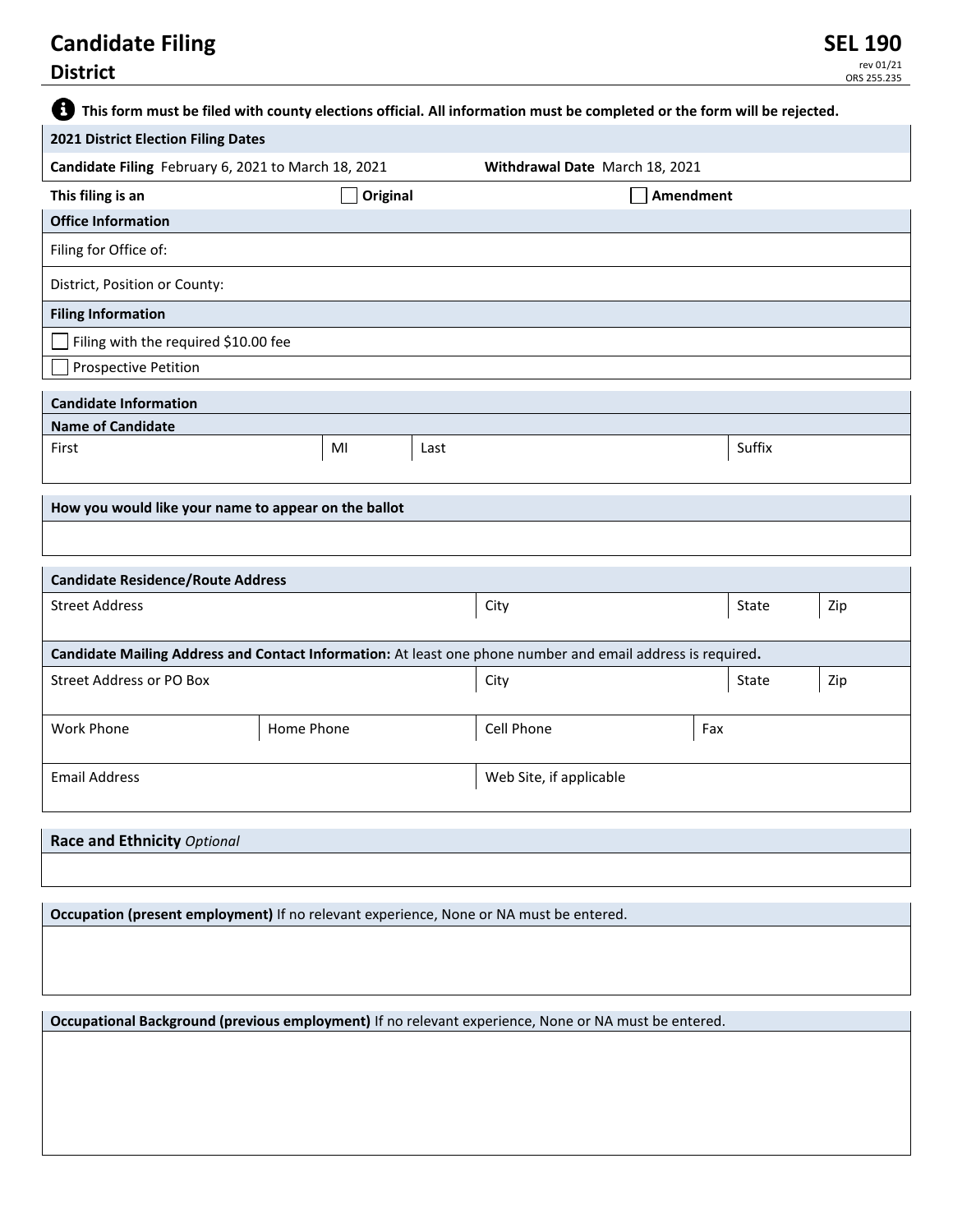# Candidate Filing

## District

**SEL 190**
rev 01/21
ORS 255.235

**This form must be filed with county elections official. All information must be completed or the form will be rejected.**

| **2021 District Election Filing Dates** | |
|---|---|
| **Candidate Filing** February 6, 2021 to March 18, 2021 | **Withdrawal Date** March 18, 2021 |

**This filing is an** ☐ **Original** ☐ **Amendment**

| **Office Information** |
|---|
| Filing for Office of: |
| District, Position or County: |

| **Filing Information** |
|---|
| ☐ Filing with the required $10.00 fee |
| ☐ Prospective Petition |

**Candidate Information**

| **Name of Candidate** | | | |
|---|---|---|---|
| First | MI | Last | Suffix |
| | | | |

| **How you would like your name to appear on the ballot** |
|---|
| |

| **Candidate Residence/Route Address** | | | |
|---|---|---|---|
| Street Address | City | State | Zip |
| | | | |

**Candidate Mailing Address and Contact Information:** At least one phone number and email address is required**.**

| Street Address or PO Box | City | State | Zip |
|---|---|---|---|
| | | | |

| Work Phone | Home Phone | Cell Phone | Fax |
|---|---|---|---|
| | | | |

| Email Address | Web Site, if applicable |
|---|---|
| | |

| **Race and Ethnicity** *Optional* |
|---|
| |

| **Occupation (present employment)** If no relevant experience, None or NA must be entered. |
|---|
| |

| **Occupational Background (previous employment)** If no relevant experience, None or NA must be entered. |
|---|
| |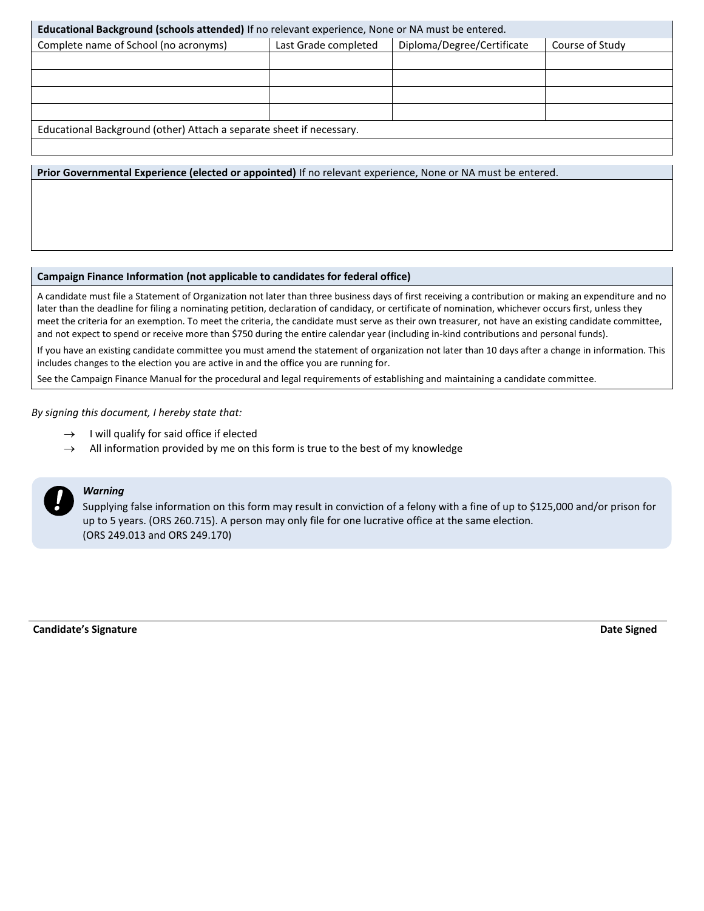| **Educational Background (schools attended)** If no relevant experience, None or NA must be entered. | | | |
|---|---|---|---|
| Complete name of School (no acronyms) | Last Grade completed | Diploma/Degree/Certificate | Course of Study |
| | | | |
| | | | |
| | | | |
| | | | |

| Educational Background (other) Attach a separate sheet if necessary. |
|---|
| |

| **Prior Governmental Experience (elected or appointed)** If no relevant experience, None or NA must be entered. |
|---|
| |

**Campaign Finance Information (not applicable to candidates for federal office)**

A candidate must file a Statement of Organization not later than three business days of first receiving a contribution or making an expenditure and no later than the deadline for filing a nominating petition, declaration of candidacy, or certificate of nomination, whichever occurs first, unless they meet the criteria for an exemption. To meet the criteria, the candidate must serve as their own treasurer, not have an existing candidate committee, and not expect to spend or receive more than $750 during the entire calendar year (including in-kind contributions and personal funds).

If you have an existing candidate committee you must amend the statement of organization not later than 10 days after a change in information. This includes changes to the election you are active in and the office you are running for.

See the Campaign Finance Manual for the procedural and legal requirements of establishing and maintaining a candidate committee.

*By signing this document, I hereby state that:*

- → I will qualify for said office if elected
- → All information provided by me on this form is true to the best of my knowledge

***Warning***

Supplying false information on this form may result in conviction of a felony with a fine of up to $125,000 and/or prison for up to 5 years. (ORS 260.715). A person may only file for one lucrative office at the same election.
(ORS 249.013 and ORS 249.170)

**Candidate's Signature** **Date Signed**